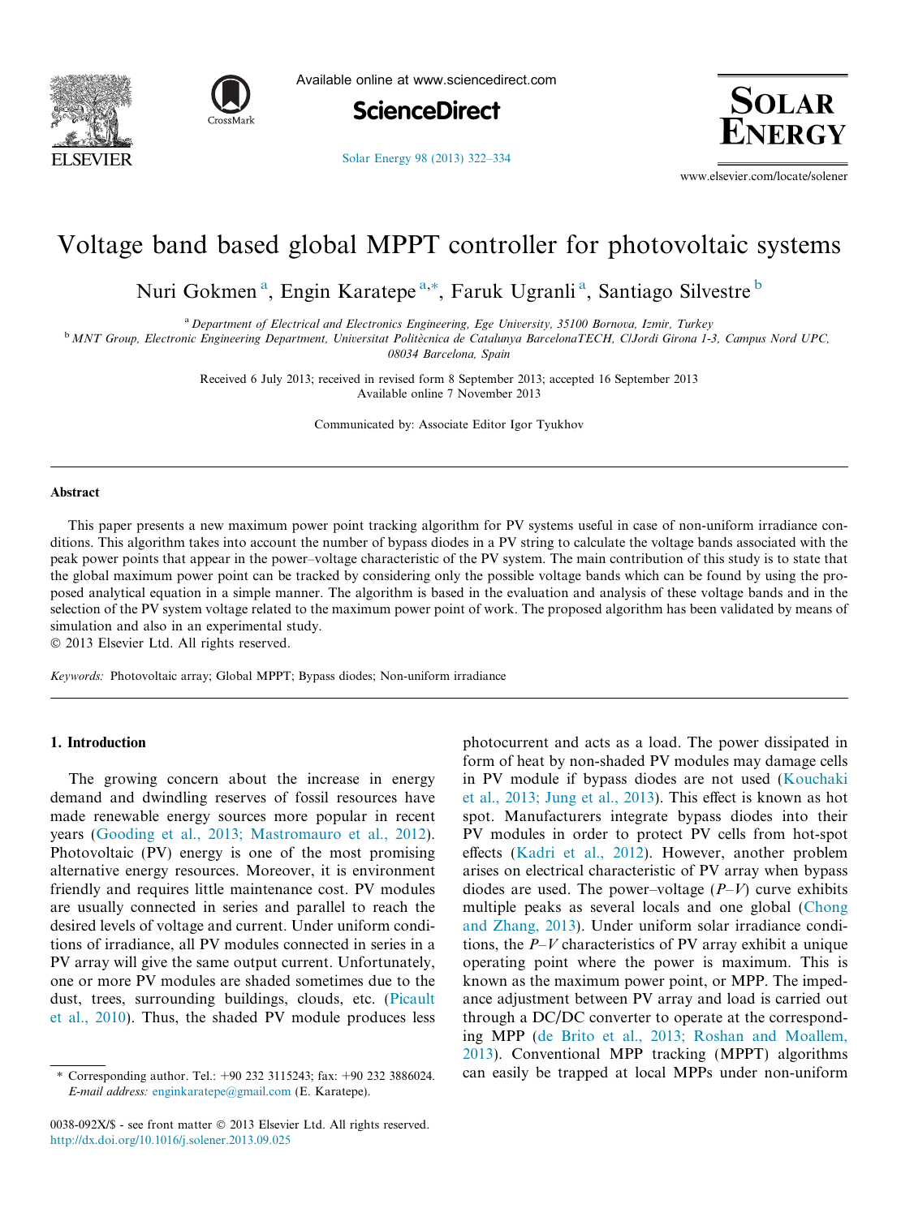# Voltage band based global MPPT controller for photovoltaic systems

Nuri Gokmen [a], Engin Karatepe [a,*], Faruk Ugranli [a], Santiago Silvestre [b]

[a] Department of Electrical and Electronics Engineering, Ege University, 35100 Bornova, Izmir, Turkey

[b] MNT Group, Electronic Engineering Department, Universitat Politècnica de Catalunya BarcelonaTECH, C/Jordi Girona 1-3, Campus Nord UPC, 08034 Barcelona, Spain

Received 6 July 2013; received in revised form 8 September 2013; accepted 16 September 2013
Available online 7 November 2013

Communicated by: Associate Editor Igor Tyukhov

## Abstract

This paper presents a new maximum power point tracking algorithm for PV systems useful in case of non-uniform irradiance conditions. This algorithm takes into account the number of bypass diodes in a PV string to calculate the voltage bands associated with the peak power points that appear in the power–voltage characteristic of the PV system. The main contribution of this study is to state that the global maximum power point can be tracked by considering only the possible voltage bands which can be found by using the proposed analytical equation in a simple manner. The algorithm is based in the evaluation and analysis of these voltage bands and in the selection of the PV system voltage related to the maximum power point of work. The proposed algorithm has been validated by means of simulation and also in an experimental study.

© 2013 Elsevier Ltd. All rights reserved.

*Keywords:* Photovoltaic array; Global MPPT; Bypass diodes; Non-uniform irradiance

## 1. Introduction

The growing concern about the increase in energy demand and dwindling reserves of fossil resources have made renewable energy sources more popular in recent years (Gooding et al., 2013; Mastromauro et al., 2012). Photovoltaic (PV) energy is one of the most promising alternative energy resources. Moreover, it is environment friendly and requires little maintenance cost. PV modules are usually connected in series and parallel to reach the desired levels of voltage and current. Under uniform conditions of irradiance, all PV modules connected in series in a PV array will give the same output current. Unfortunately, one or more PV modules are shaded sometimes due to the dust, trees, surrounding buildings, clouds, etc. (Picault et al., 2010). Thus, the shaded PV module produces less photocurrent and acts as a load. The power dissipated in form of heat by non-shaded PV modules may damage cells in PV module if bypass diodes are not used (Kouchaki et al., 2013; Jung et al., 2013). This effect is known as hot spot. Manufacturers integrate bypass diodes into their PV modules in order to protect PV cells from hot-spot effects (Kadri et al., 2012). However, another problem arises on electrical characteristic of PV array when bypass diodes are used. The power–voltage (*P–V*) curve exhibits multiple peaks as several locals and one global (Chong and Zhang, 2013). Under uniform solar irradiance conditions, the *P–V* characteristics of PV array exhibit a unique operating point where the power is maximum. This is known as the maximum power point, or MPP. The impedance adjustment between PV array and load is carried out through a DC/DC converter to operate at the corresponding MPP (de Brito et al., 2013; Roshan and Moallem, 2013). Conventional MPP tracking (MPPT) algorithms can easily be trapped at local MPPs under non-uniform

\* Corresponding author. Tel.: +90 232 3115243; fax: +90 232 3886024.
*E-mail address:* enginkaratepe@gmail.com (E. Karatepe).

0038-092X/$ - see front matter © 2013 Elsevier Ltd. All rights reserved.
http://dx.doi.org/10.1016/j.solener.2013.09.025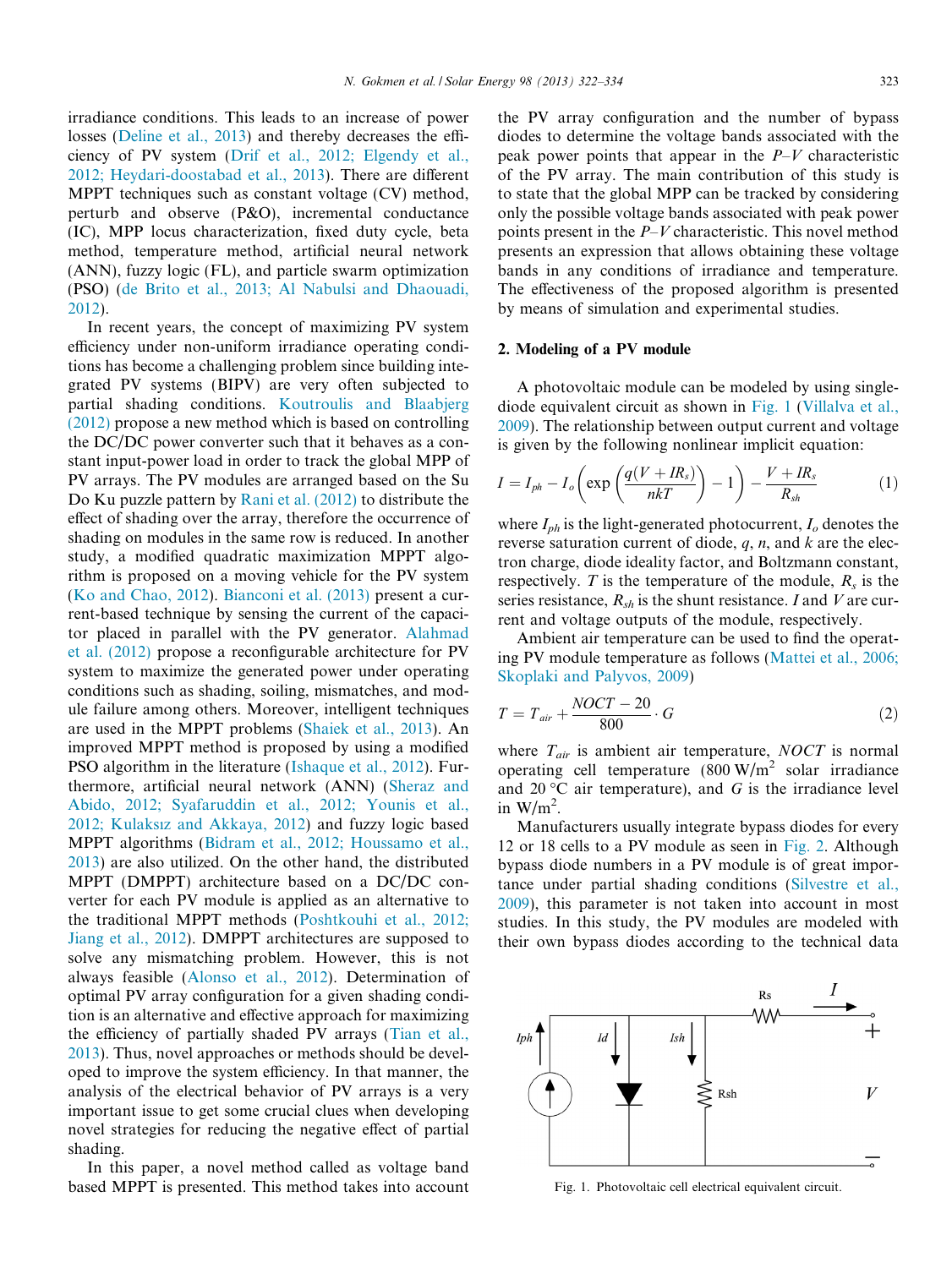irradiance conditions. This leads to an increase of power losses (Deline et al., 2013) and thereby decreases the efficiency of PV system (Drif et al., 2012; Elgendy et al., 2012; Heydari-doostabad et al., 2013). There are different MPPT techniques such as constant voltage (CV) method, perturb and observe (P&O), incremental conductance (IC), MPP locus characterization, fixed duty cycle, beta method, temperature method, artificial neural network (ANN), fuzzy logic (FL), and particle swarm optimization (PSO) (de Brito et al., 2013; Al Nabulsi and Dhaouadi, 2012).

In recent years, the concept of maximizing PV system efficiency under non-uniform irradiance operating conditions has become a challenging problem since building integrated PV systems (BIPV) are very often subjected to partial shading conditions. Koutroulis and Blaabjerg (2012) propose a new method which is based on controlling the DC/DC power converter such that it behaves as a constant input-power load in order to track the global MPP of PV arrays. The PV modules are arranged based on the Su Do Ku puzzle pattern by Rani et al. (2012) to distribute the effect of shading over the array, therefore the occurrence of shading on modules in the same row is reduced. In another study, a modified quadratic maximization MPPT algorithm is proposed on a moving vehicle for the PV system (Ko and Chao, 2012). Bianconi et al. (2013) present a current-based technique by sensing the current of the capacitor placed in parallel with the PV generator. Alahmad et al. (2012) propose a reconfigurable architecture for PV system to maximize the generated power under operating conditions such as shading, soiling, mismatches, and module failure among others. Moreover, intelligent techniques are used in the MPPT problems (Shaiek et al., 2013). An improved MPPT method is proposed by using a modified PSO algorithm in the literature (Ishaque et al., 2012). Furthermore, artificial neural network (ANN) (Sheraz and Abido, 2012; Syafaruddin et al., 2012; Younis et al., 2012; Kulaksız and Akkaya, 2012) and fuzzy logic based MPPT algorithms (Bidram et al., 2012; Houssamo et al., 2013) are also utilized. On the other hand, the distributed MPPT (DMPPT) architecture based on a DC/DC converter for each PV module is applied as an alternative to the traditional MPPT methods (Poshtkouhi et al., 2012; Jiang et al., 2012). DMPPT architectures are supposed to solve any mismatching problem. However, this is not always feasible (Alonso et al., 2012). Determination of optimal PV array configuration for a given shading condition is an alternative and effective approach for maximizing the efficiency of partially shaded PV arrays (Tian et al., 2013). Thus, novel approaches or methods should be developed to improve the system efficiency. In that manner, the analysis of the electrical behavior of PV arrays is a very important issue to get some crucial clues when developing novel strategies for reducing the negative effect of partial shading.

In this paper, a novel method called as voltage band based MPPT is presented. This method takes into account the PV array configuration and the number of bypass diodes to determine the voltage bands associated with the peak power points that appear in the $P$–$V$ characteristic of the PV array. The main contribution of this study is to state that the global MPP can be tracked by considering only the possible voltage bands associated with peak power points present in the $P$–$V$ characteristic. This novel method presents an expression that allows obtaining these voltage bands in any conditions of irradiance and temperature. The effectiveness of the proposed algorithm is presented by means of simulation and experimental studies.

## 2. Modeling of a PV module

A photovoltaic module can be modeled by using single-diode equivalent circuit as shown in Fig. 1 (Villalva et al., 2009). The relationship between output current and voltage is given by the following nonlinear implicit equation:

$$I = I_{ph} - I_o\left(\exp\left(\frac{q(V + IR_s)}{nkT}\right) - 1\right) - \frac{V + IR_s}{R_{sh}} \tag{1}$$

where $I_{ph}$ is the light-generated photocurrent, $I_o$ denotes the reverse saturation current of diode, $q$, $n$, and $k$ are the electron charge, diode ideality factor, and Boltzmann constant, respectively. $T$ is the temperature of the module, $R_s$ is the series resistance, $R_{sh}$ is the shunt resistance. $I$ and $V$ are current and voltage outputs of the module, respectively.

Ambient air temperature can be used to find the operating PV module temperature as follows (Mattei et al., 2006; Skoplaki and Palyvos, 2009)

$$T = T_{air} + \frac{NOCT - 20}{800} \cdot G \tag{2}$$

where $T_{air}$ is ambient air temperature, $NOCT$ is normal operating cell temperature (800 W/m$^2$ solar irradiance and 20 °C air temperature), and $G$ is the irradiance level in W/m$^2$.

Manufacturers usually integrate bypass diodes for every 12 or 18 cells to a PV module as seen in Fig. 2. Although bypass diode numbers in a PV module is of great importance under partial shading conditions (Silvestre et al., 2009), this parameter is not taken into account in most studies. In this study, the PV modules are modeled with their own bypass diodes according to the technical data

Fig. 1. Photovoltaic cell electrical equivalent circuit.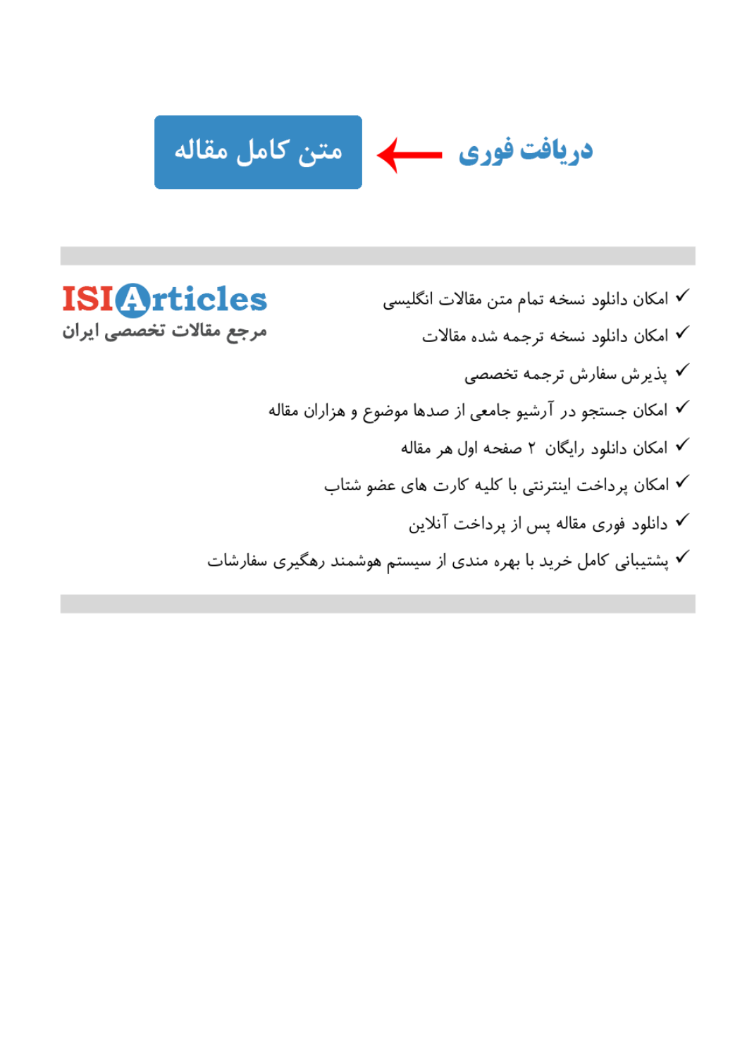دریافت فوری ← **متن کامل مقاله**

**ISIArticles**

مرجع مقالات تخصصی ایران

- ✓ امکان دانلود نسخه تمام متن مقالات انگلیسی
- ✓ امکان دانلود نسخه ترجمه شده مقالات
- ✓ پذیرش سفارش ترجمه تخصصی
- ✓ امکان جستجو در آرشیو جامعی از صدها موضوع و هزاران مقاله
- ✓ امکان دانلود رایگان ۲ صفحه اول هر مقاله
- ✓ امکان پرداخت اینترنتی با کلیه کارت های عضو شتاب
- ✓ دانلود فوری مقاله پس از پرداخت آنلاین
- ✓ پشتیبانی کامل خرید با بهره مندی از سیستم هوشمند رهگیری سفارشات